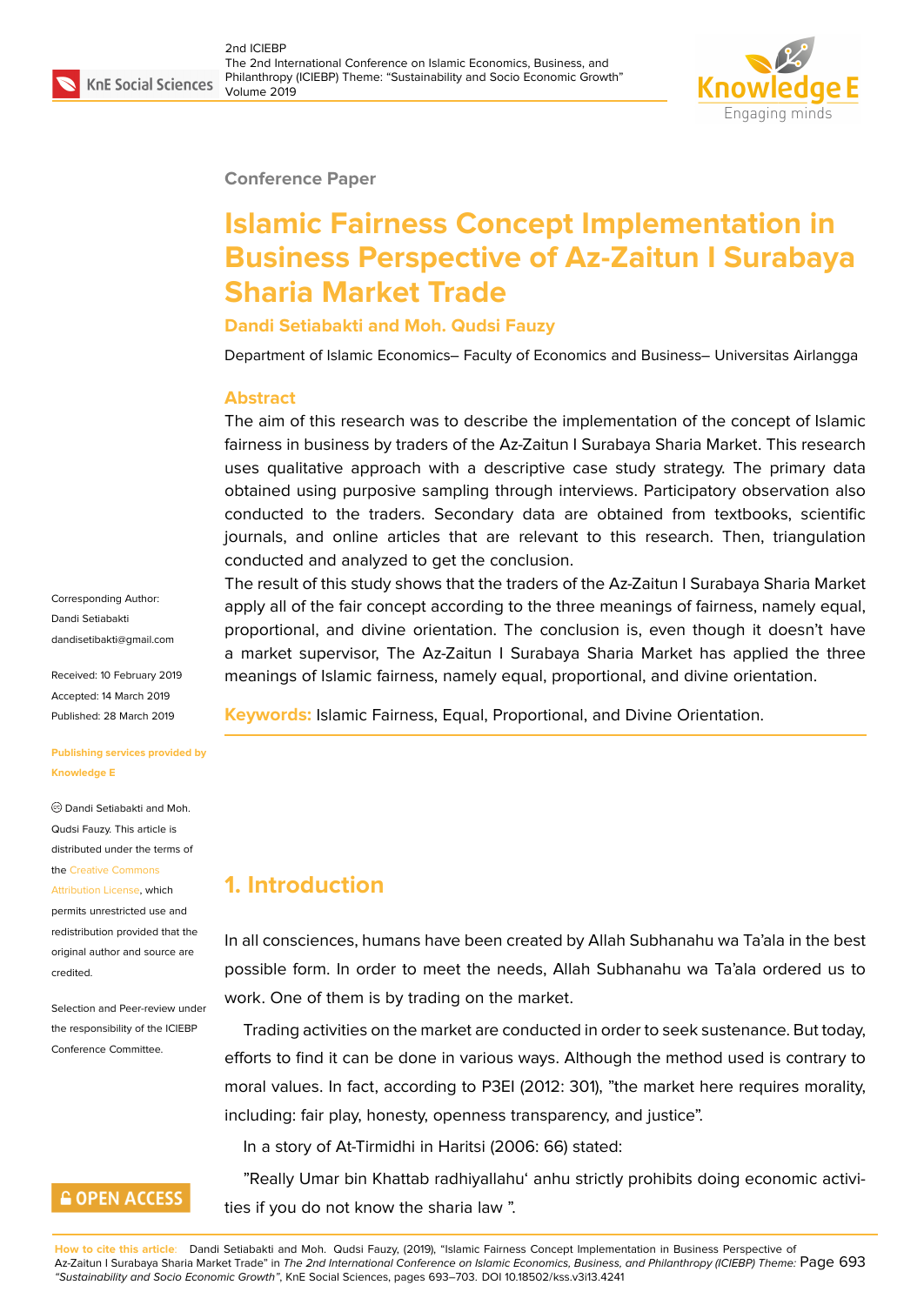Conference Paper

# Islamic Fairness Concept Implementation in Business Perspective of Az-Zaitun I Surabaya Sharia Market Trade

**Dandi Setiabakti and Moh. Qudsi Fauzy**

Department of Islamic Economics– Faculty of Economics and Business– Universitas Airlangga

## Abstract

The aim of this research was to describe the implementation of the concept of Islamic fairness in business by traders of the Az-Zaitun I Surabaya Sharia Market. This research uses qualitative approach with a descriptive case study strategy. The primary data obtained using purposive sampling through interviews. Participatory observation also conducted to the traders. Secondary data are obtained from textbooks, scientific journals, and online articles that are relevant to this research. Then, triangulation conducted and analyzed to get the conclusion.

The result of this study shows that the traders of the Az-Zaitun I Surabaya Sharia Market apply all of the fair concept according to the three meanings of fairness, namely equal, proportional, and divine orientation. The conclusion is, even though it doesn't have a market supervisor, The Az-Zaitun I Surabaya Sharia Market has applied the three meanings of Islamic fairness, namely equal, proportional, and divine orientation.

**Keywords:** Islamic Fairness, Equal, Proportional, and Divine Orientation.

Corresponding Author:
Dandi Setiabakti
dandisetibakti@gmail.com

Received: 10 February 2019
Accepted: 14 March 2019
Published: 28 March 2019

Publishing services provided by Knowledge E

© Dandi Setiabakti and Moh. Qudsi Fauzy. This article is distributed under the terms of the Creative Commons Attribution License, which permits unrestricted use and redistribution provided that the original author and source are credited.

Selection and Peer-review under the responsibility of the ICIEBP Conference Committee.

## 1. Introduction

In all consciences, humans have been created by Allah Subhanahu wa Ta'ala in the best possible form. In order to meet the needs, Allah Subhanahu wa Ta'ala ordered us to work. One of them is by trading on the market.

Trading activities on the market are conducted in order to seek sustenance. But today, efforts to find it can be done in various ways. Although the method used is contrary to moral values. In fact, according to P3EI (2012: 301), "the market here requires morality, including: fair play, honesty, openness transparency, and justice".

In a story of At-Tirmidhi in Haritsi (2006: 66) stated:

"Really Umar bin Khattab radhiyallahu' anhu strictly prohibits doing economic activities if you do not know the sharia law ".

**How to cite this article**: Dandi Setiabakti and Moh. Qudsi Fauzy, (2019), "Islamic Fairness Concept Implementation in Business Perspective of Az-Zaitun I Surabaya Sharia Market Trade" in *The 2nd International Conference on Islamic Economics, Business, and Philanthropy (ICIEBP) Theme: "Sustainability and Socio Economic Growth"*, KnE Social Sciences, pages 693–703. DOI 10.18502/kss.v3i13.4241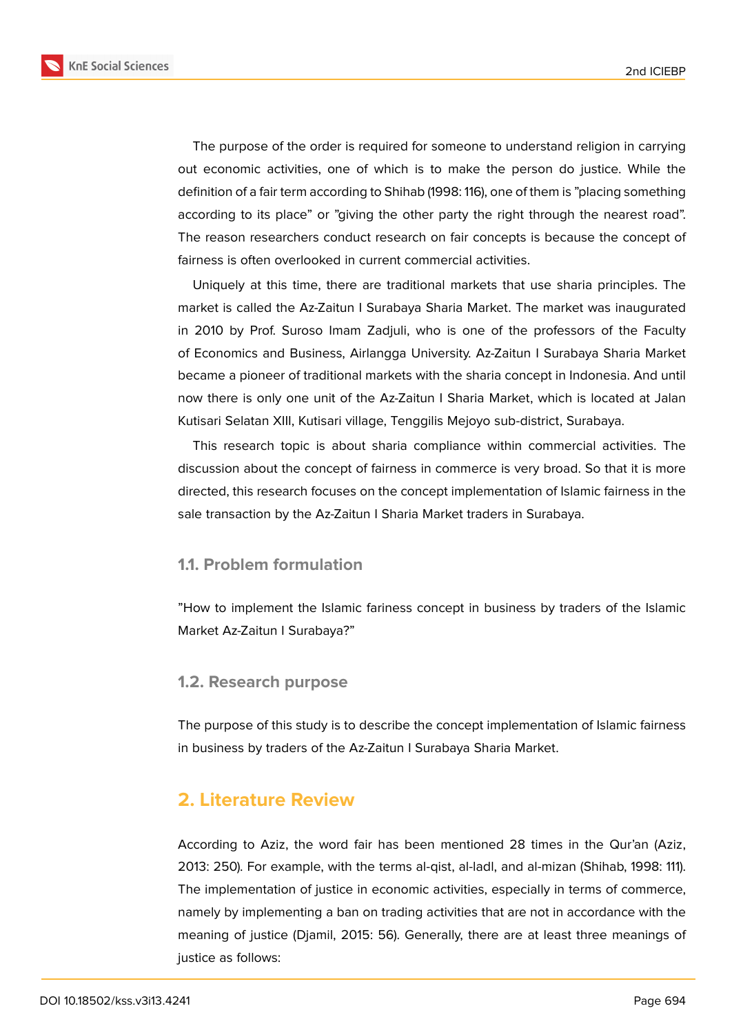The purpose of the order is required for someone to understand religion in carrying out economic activities, one of which is to make the person do justice. While the definition of a fair term according to Shihab (1998: 116), one of them is "placing something according to its place" or "giving the other party the right through the nearest road". The reason researchers conduct research on fair concepts is because the concept of fairness is often overlooked in current commercial activities.

Uniquely at this time, there are traditional markets that use sharia principles. The market is called the Az-Zaitun I Surabaya Sharia Market. The market was inaugurated in 2010 by Prof. Suroso Imam Zadjuli, who is one of the professors of the Faculty of Economics and Business, Airlangga University. Az-Zaitun I Surabaya Sharia Market became a pioneer of traditional markets with the sharia concept in Indonesia. And until now there is only one unit of the Az-Zaitun I Sharia Market, which is located at Jalan Kutisari Selatan XIII, Kutisari village, Tenggilis Mejoyo sub-district, Surabaya.

This research topic is about sharia compliance within commercial activities. The discussion about the concept of fairness in commerce is very broad. So that it is more directed, this research focuses on the concept implementation of Islamic fairness in the sale transaction by the Az-Zaitun I Sharia Market traders in Surabaya.

### 1.1. Problem formulation

"How to implement the Islamic fariness concept in business by traders of the Islamic Market Az-Zaitun I Surabaya?"

### 1.2. Research purpose

The purpose of this study is to describe the concept implementation of Islamic fairness in business by traders of the Az-Zaitun I Surabaya Sharia Market.

## 2. Literature Review

According to Aziz, the word fair has been mentioned 28 times in the Qur'an (Aziz, 2013: 250). For example, with the terms al-qist, al-ladl, and al-mizan (Shihab, 1998: 111). The implementation of justice in economic activities, especially in terms of commerce, namely by implementing a ban on trading activities that are not in accordance with the meaning of justice (Djamil, 2015: 56). Generally, there are at least three meanings of justice as follows: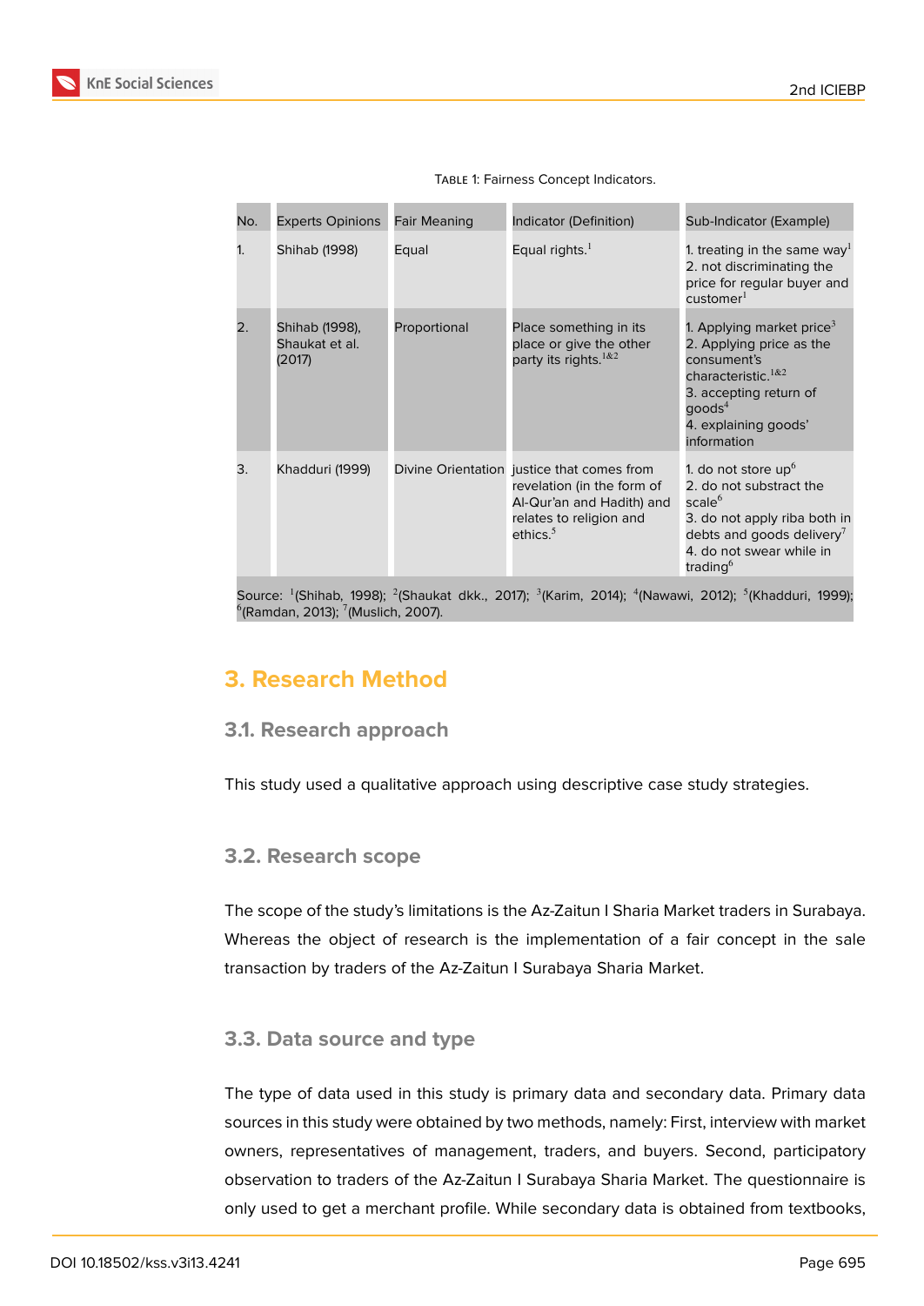Table 1: Fairness Concept Indicators.

| No. | Experts Opinions | Fair Meaning | Indicator (Definition) | Sub-Indicator (Example) |
|---|---|---|---|---|
| 1. | Shihab (1998) | Equal | Equal rights.[1] | 1. treating in the same way[1] 2. not discriminating the price for regular buyer and customer[1] |
| 2. | Shihab (1998), Shaukat et al. (2017) | Proportional | Place something in its place or give the other party its rights.[1&2] | 1. Applying market price[3] 2. Applying price as the consument's characteristic.[1&2] 3. accepting return of goods[4] 4. explaining goods' information |
| 3. | Khadduri (1999) | Divine Orientation | justice that comes from revelation (in the form of Al-Qur'an and Hadith) and relates to religion and ethics.[5] | 1. do not store up[6] 2. do not substract the scale[6] 3. do not apply riba both in debts and goods delivery[7] 4. do not swear while in trading[6] |

Source: [1](Shihab, 1998); [2](Shaukat dkk., 2017); [3](Karim, 2014); [4](Nawawi, 2012); [5](Khadduri, 1999); [6](Ramdan, 2013); [7](Muslich, 2007).

## 3. Research Method

### 3.1. Research approach

This study used a qualitative approach using descriptive case study strategies.

### 3.2. Research scope

The scope of the study's limitations is the Az-Zaitun I Sharia Market traders in Surabaya. Whereas the object of research is the implementation of a fair concept in the sale transaction by traders of the Az-Zaitun I Surabaya Sharia Market.

### 3.3. Data source and type

The type of data used in this study is primary data and secondary data. Primary data sources in this study were obtained by two methods, namely: First, interview with market owners, representatives of management, traders, and buyers. Second, participatory observation to traders of the Az-Zaitun I Surabaya Sharia Market. The questionnaire is only used to get a merchant profile. While secondary data is obtained from textbooks,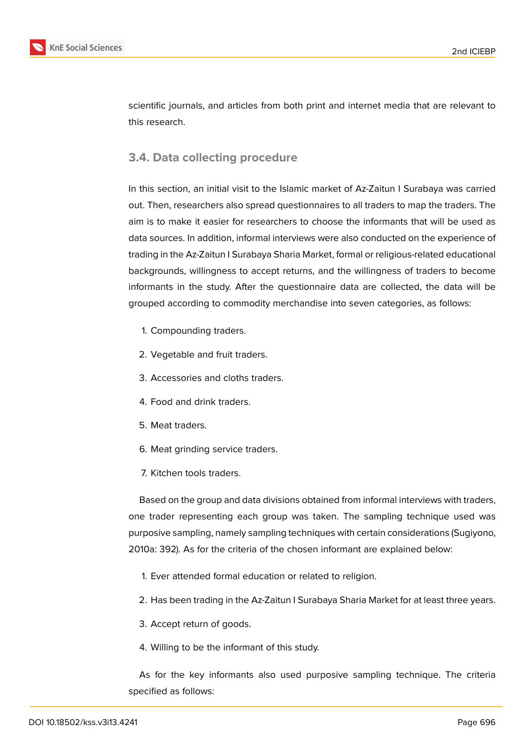scientific journals, and articles from both print and internet media that are relevant to this research.

### 3.4. Data collecting procedure

In this section, an initial visit to the Islamic market of Az-Zaitun I Surabaya was carried out. Then, researchers also spread questionnaires to all traders to map the traders. The aim is to make it easier for researchers to choose the informants that will be used as data sources. In addition, informal interviews were also conducted on the experience of trading in the Az-Zaitun I Surabaya Sharia Market, formal or religious-related educational backgrounds, willingness to accept returns, and the willingness of traders to become informants in the study. After the questionnaire data are collected, the data will be grouped according to commodity merchandise into seven categories, as follows:

1. Compounding traders.
2. Vegetable and fruit traders.
3. Accessories and cloths traders.
4. Food and drink traders.
5. Meat traders.
6. Meat grinding service traders.
7. Kitchen tools traders.

Based on the group and data divisions obtained from informal interviews with traders, one trader representing each group was taken. The sampling technique used was purposive sampling, namely sampling techniques with certain considerations (Sugiyono, 2010a: 392). As for the criteria of the chosen informant are explained below:

1. Ever attended formal education or related to religion.
2. Has been trading in the Az-Zaitun I Surabaya Sharia Market for at least three years.
3. Accept return of goods.
4. Willing to be the informant of this study.

As for the key informants also used purposive sampling technique. The criteria specified as follows: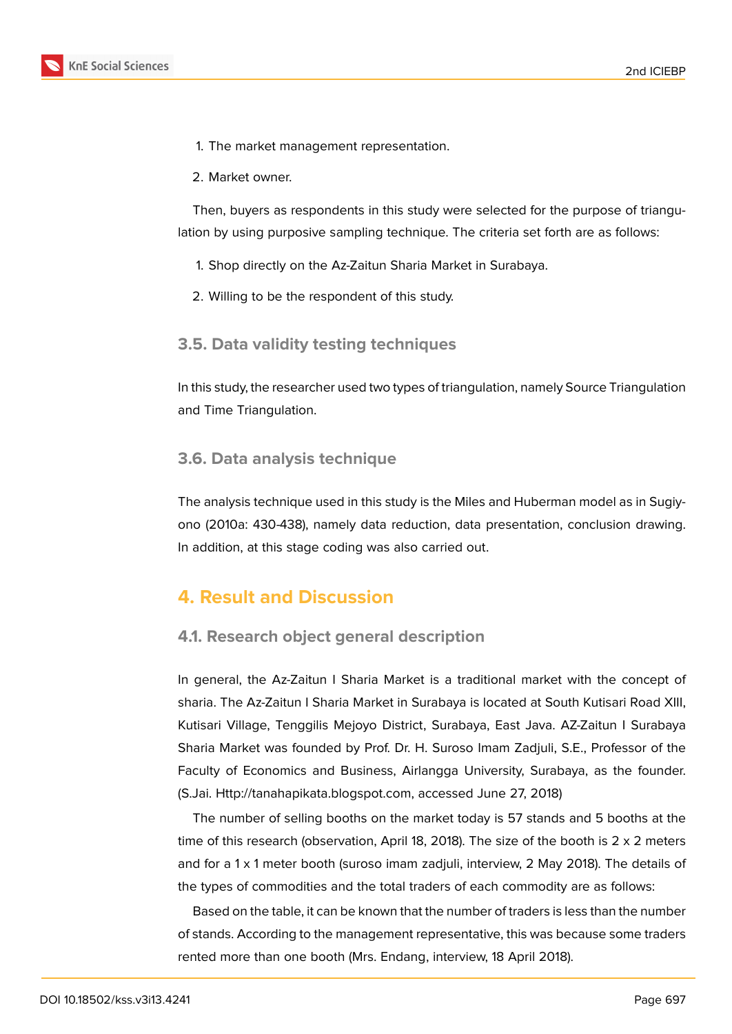1. The market management representation.
2. Market owner.

Then, buyers as respondents in this study were selected for the purpose of triangulation by using purposive sampling technique. The criteria set forth are as follows:

1. Shop directly on the Az-Zaitun Sharia Market in Surabaya.
2. Willing to be the respondent of this study.

### 3.5. Data validity testing techniques

In this study, the researcher used two types of triangulation, namely Source Triangulation and Time Triangulation.

### 3.6. Data analysis technique

The analysis technique used in this study is the Miles and Huberman model as in Sugiyono (2010a: 430-438), namely data reduction, data presentation, conclusion drawing. In addition, at this stage coding was also carried out.

## 4. Result and Discussion

### 4.1. Research object general description

In general, the Az-Zaitun I Sharia Market is a traditional market with the concept of sharia. The Az-Zaitun I Sharia Market in Surabaya is located at South Kutisari Road XIII, Kutisari Village, Tenggilis Mejoyo District, Surabaya, East Java. AZ-Zaitun I Surabaya Sharia Market was founded by Prof. Dr. H. Suroso Imam Zadjuli, S.E., Professor of the Faculty of Economics and Business, Airlangga University, Surabaya, as the founder. (S.Jai. Http://tanahapikata.blogspot.com, accessed June 27, 2018)

The number of selling booths on the market today is 57 stands and 5 booths at the time of this research (observation, April 18, 2018). The size of the booth is 2 x 2 meters and for a 1 x 1 meter booth (suroso imam zadjuli, interview, 2 May 2018). The details of the types of commodities and the total traders of each commodity are as follows:

Based on the table, it can be known that the number of traders is less than the number of stands. According to the management representative, this was because some traders rented more than one booth (Mrs. Endang, interview, 18 April 2018).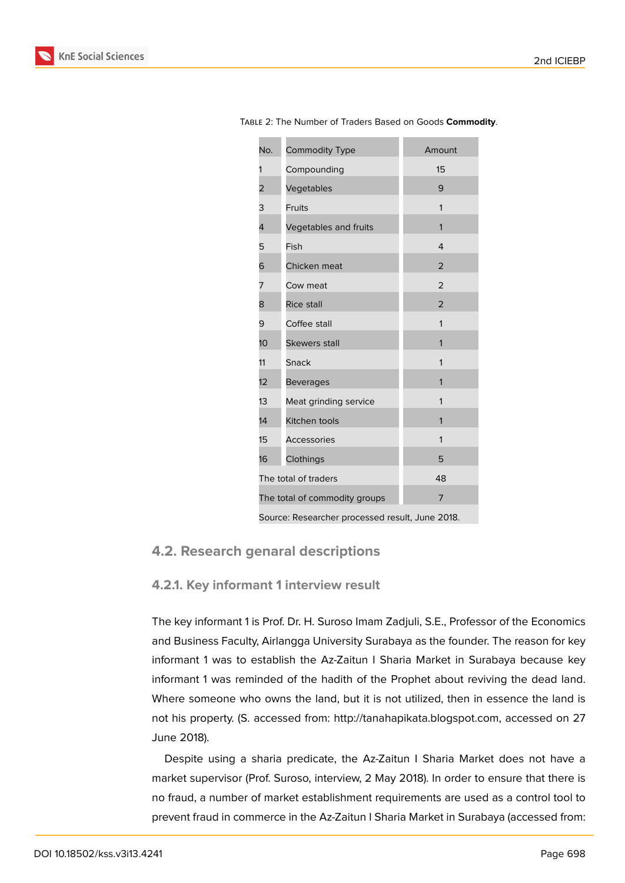Table 2: The Number of Traders Based on Goods **Commodity**.

| No. | Commodity Type | Amount |
|---|---|---|
| 1 | Compounding | 15 |
| 2 | Vegetables | 9 |
| 3 | Fruits | 1 |
| 4 | Vegetables and fruits | 1 |
| 5 | Fish | 4 |
| 6 | Chicken meat | 2 |
| 7 | Cow meat | 2 |
| 8 | Rice stall | 2 |
| 9 | Coffee stall | 1 |
| 10 | Skewers stall | 1 |
| 11 | Snack | 1 |
| 12 | Beverages | 1 |
| 13 | Meat grinding service | 1 |
| 14 | Kitchen tools | 1 |
| 15 | Accessories | 1 |
| 16 | Clothings | 5 |
| The total of traders | | 48 |
| The total of commodity groups | | 7 |

Source: Researcher processed result, June 2018.

### 4.2. Research genaral descriptions

#### 4.2.1. Key informant 1 interview result

The key informant 1 is Prof. Dr. H. Suroso Imam Zadjuli, S.E., Professor of the Economics and Business Faculty, Airlangga University Surabaya as the founder. The reason for key informant 1 was to establish the Az-Zaitun I Sharia Market in Surabaya because key informant 1 was reminded of the hadith of the Prophet about reviving the dead land. Where someone who owns the land, but it is not utilized, then in essence the land is not his property. (S. accessed from: http://tanahapikata.blogspot.com, accessed on 27 June 2018).

Despite using a sharia predicate, the Az-Zaitun I Sharia Market does not have a market supervisor (Prof. Suroso, interview, 2 May 2018). In order to ensure that there is no fraud, a number of market establishment requirements are used as a control tool to prevent fraud in commerce in the Az-Zaitun I Sharia Market in Surabaya (accessed from: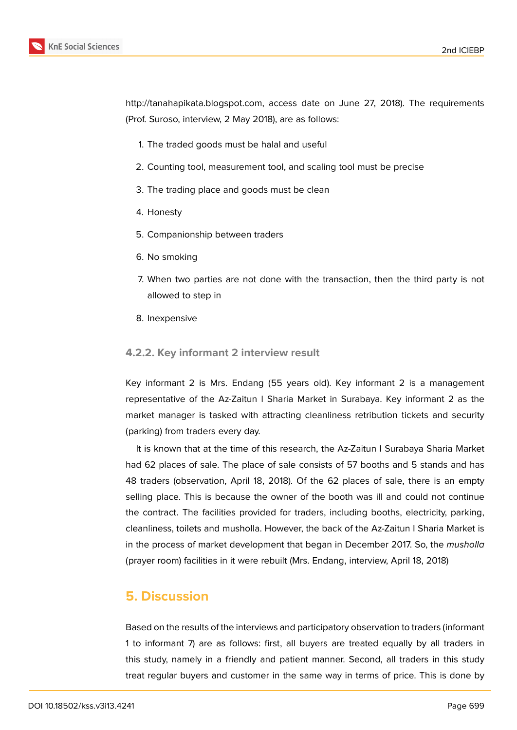http://tanahapikata.blogspot.com, access date on June 27, 2018). The requirements (Prof. Suroso, interview, 2 May 2018), are as follows:

1. The traded goods must be halal and useful
2. Counting tool, measurement tool, and scaling tool must be precise
3. The trading place and goods must be clean
4. Honesty
5. Companionship between traders
6. No smoking
7. When two parties are not done with the transaction, then the third party is not allowed to step in
8. Inexpensive

### 4.2.2. Key informant 2 interview result

Key informant 2 is Mrs. Endang (55 years old). Key informant 2 is a management representative of the Az-Zaitun I Sharia Market in Surabaya. Key informant 2 as the market manager is tasked with attracting cleanliness retribution tickets and security (parking) from traders every day.

It is known that at the time of this research, the Az-Zaitun I Surabaya Sharia Market had 62 places of sale. The place of sale consists of 57 booths and 5 stands and has 48 traders (observation, April 18, 2018). Of the 62 places of sale, there is an empty selling place. This is because the owner of the booth was ill and could not continue the contract. The facilities provided for traders, including booths, electricity, parking, cleanliness, toilets and musholla. However, the back of the Az-Zaitun I Sharia Market is in the process of market development that began in December 2017. So, the *musholla* (prayer room) facilities in it were rebuilt (Mrs. Endang, interview, April 18, 2018)

## 5. Discussion

Based on the results of the interviews and participatory observation to traders (informant 1 to informant 7) are as follows: first, all buyers are treated equally by all traders in this study, namely in a friendly and patient manner. Second, all traders in this study treat regular buyers and customer in the same way in terms of price. This is done by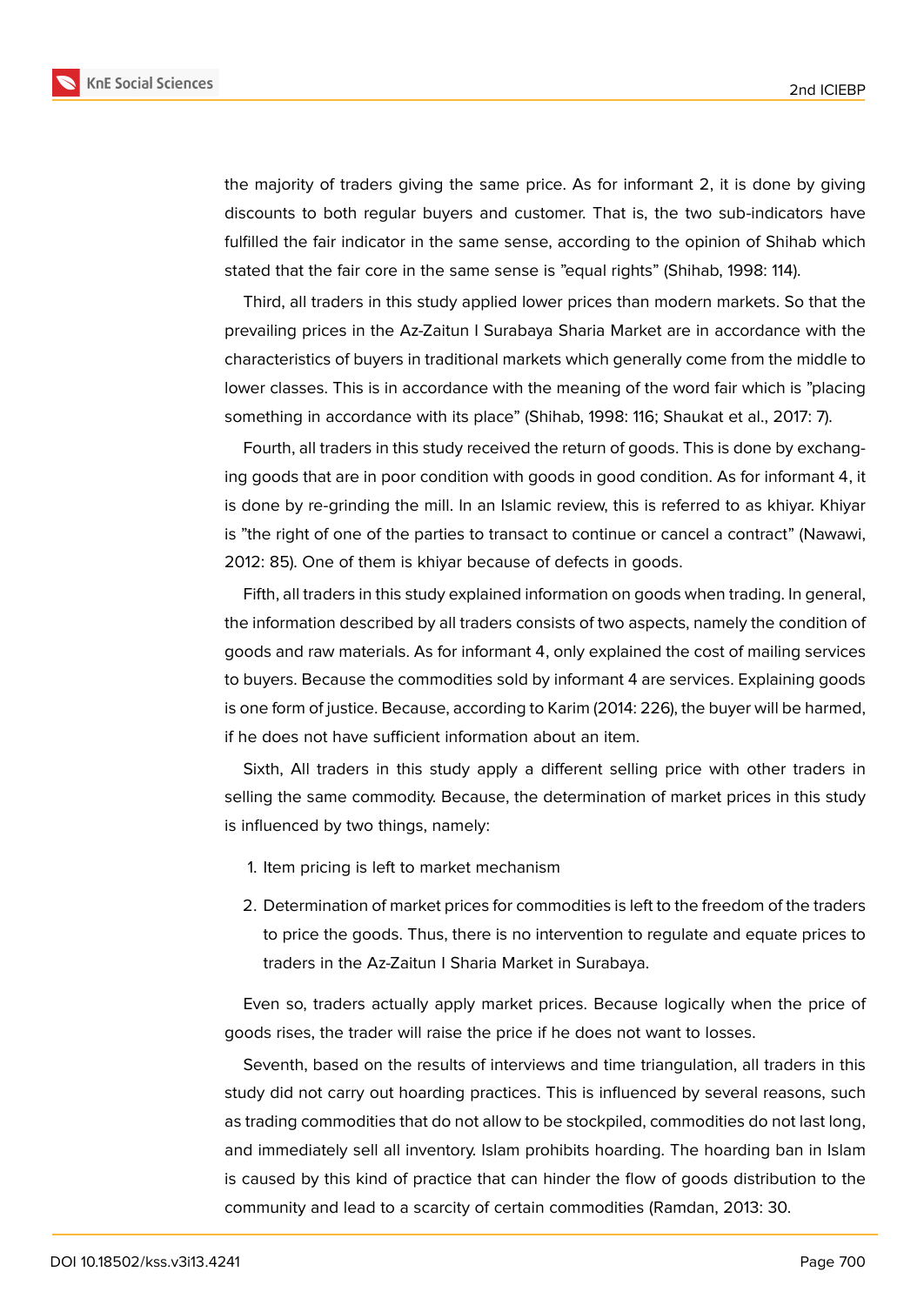the majority of traders giving the same price. As for informant 2, it is done by giving discounts to both regular buyers and customer. That is, the two sub-indicators have fulfilled the fair indicator in the same sense, according to the opinion of Shihab which stated that the fair core in the same sense is "equal rights" (Shihab, 1998: 114).

Third, all traders in this study applied lower prices than modern markets. So that the prevailing prices in the Az-Zaitun I Surabaya Sharia Market are in accordance with the characteristics of buyers in traditional markets which generally come from the middle to lower classes. This is in accordance with the meaning of the word fair which is "placing something in accordance with its place" (Shihab, 1998: 116; Shaukat et al., 2017: 7).

Fourth, all traders in this study received the return of goods. This is done by exchanging goods that are in poor condition with goods in good condition. As for informant 4, it is done by re-grinding the mill. In an Islamic review, this is referred to as khiyar. Khiyar is "the right of one of the parties to transact to continue or cancel a contract" (Nawawi, 2012: 85). One of them is khiyar because of defects in goods.

Fifth, all traders in this study explained information on goods when trading. In general, the information described by all traders consists of two aspects, namely the condition of goods and raw materials. As for informant 4, only explained the cost of mailing services to buyers. Because the commodities sold by informant 4 are services. Explaining goods is one form of justice. Because, according to Karim (2014: 226), the buyer will be harmed, if he does not have sufficient information about an item.

Sixth, All traders in this study apply a different selling price with other traders in selling the same commodity. Because, the determination of market prices in this study is influenced by two things, namely:

1. Item pricing is left to market mechanism
2. Determination of market prices for commodities is left to the freedom of the traders to price the goods. Thus, there is no intervention to regulate and equate prices to traders in the Az-Zaitun I Sharia Market in Surabaya.

Even so, traders actually apply market prices. Because logically when the price of goods rises, the trader will raise the price if he does not want to losses.

Seventh, based on the results of interviews and time triangulation, all traders in this study did not carry out hoarding practices. This is influenced by several reasons, such as trading commodities that do not allow to be stockpiled, commodities do not last long, and immediately sell all inventory. Islam prohibits hoarding. The hoarding ban in Islam is caused by this kind of practice that can hinder the flow of goods distribution to the community and lead to a scarcity of certain commodities (Ramdan, 2013: 30.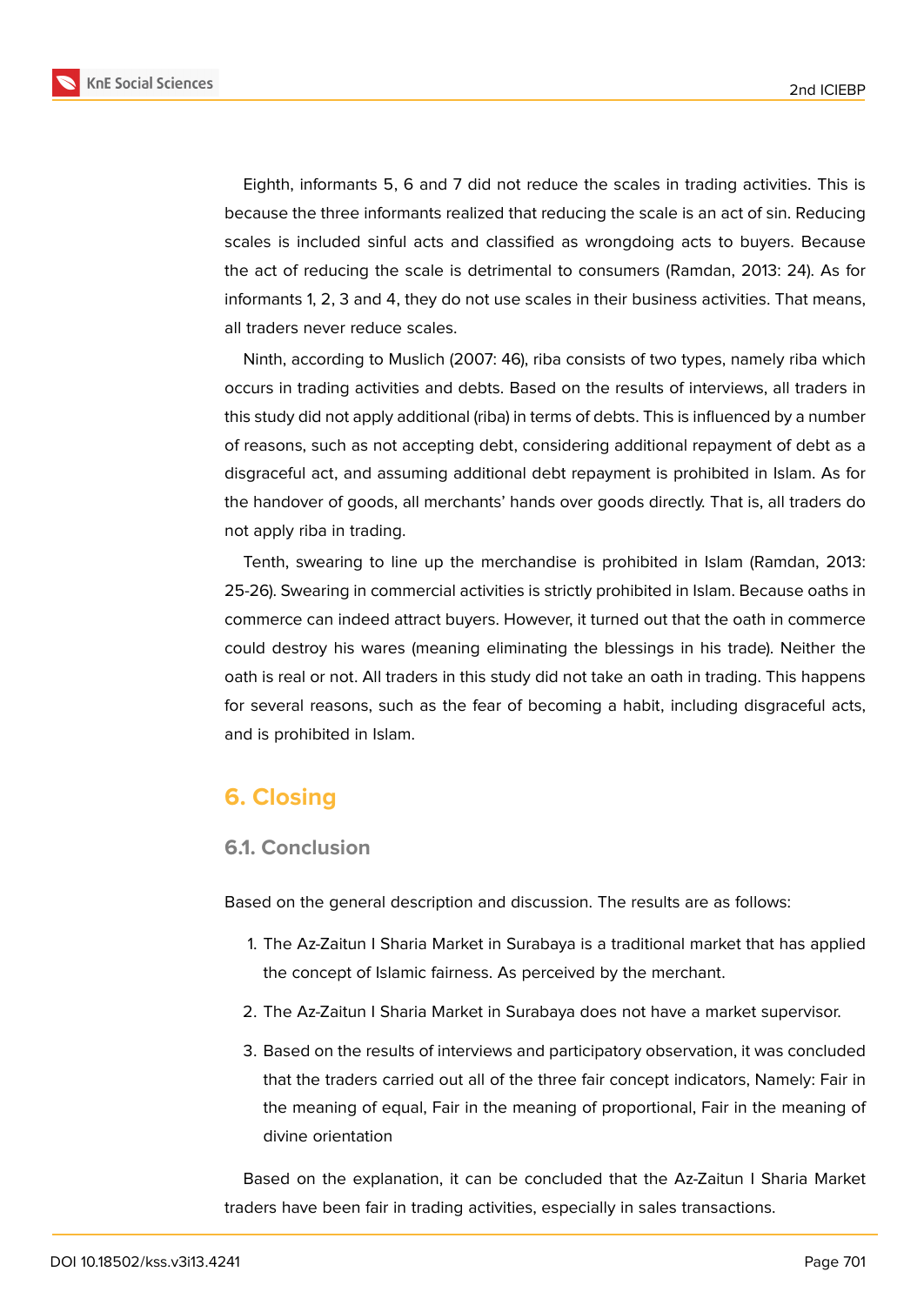Eighth, informants 5, 6 and 7 did not reduce the scales in trading activities. This is because the three informants realized that reducing the scale is an act of sin. Reducing scales is included sinful acts and classified as wrongdoing acts to buyers. Because the act of reducing the scale is detrimental to consumers (Ramdan, 2013: 24). As for informants 1, 2, 3 and 4, they do not use scales in their business activities. That means, all traders never reduce scales.

Ninth, according to Muslich (2007: 46), riba consists of two types, namely riba which occurs in trading activities and debts. Based on the results of interviews, all traders in this study did not apply additional (riba) in terms of debts. This is influenced by a number of reasons, such as not accepting debt, considering additional repayment of debt as a disgraceful act, and assuming additional debt repayment is prohibited in Islam. As for the handover of goods, all merchants' hands over goods directly. That is, all traders do not apply riba in trading.

Tenth, swearing to line up the merchandise is prohibited in Islam (Ramdan, 2013: 25-26). Swearing in commercial activities is strictly prohibited in Islam. Because oaths in commerce can indeed attract buyers. However, it turned out that the oath in commerce could destroy his wares (meaning eliminating the blessings in his trade). Neither the oath is real or not. All traders in this study did not take an oath in trading. This happens for several reasons, such as the fear of becoming a habit, including disgraceful acts, and is prohibited in Islam.

## 6. Closing

### 6.1. Conclusion

Based on the general description and discussion. The results are as follows:

1. The Az-Zaitun I Sharia Market in Surabaya is a traditional market that has applied the concept of Islamic fairness. As perceived by the merchant.
2. The Az-Zaitun I Sharia Market in Surabaya does not have a market supervisor.
3. Based on the results of interviews and participatory observation, it was concluded that the traders carried out all of the three fair concept indicators, Namely: Fair in the meaning of equal, Fair in the meaning of proportional, Fair in the meaning of divine orientation

Based on the explanation, it can be concluded that the Az-Zaitun I Sharia Market traders have been fair in trading activities, especially in sales transactions.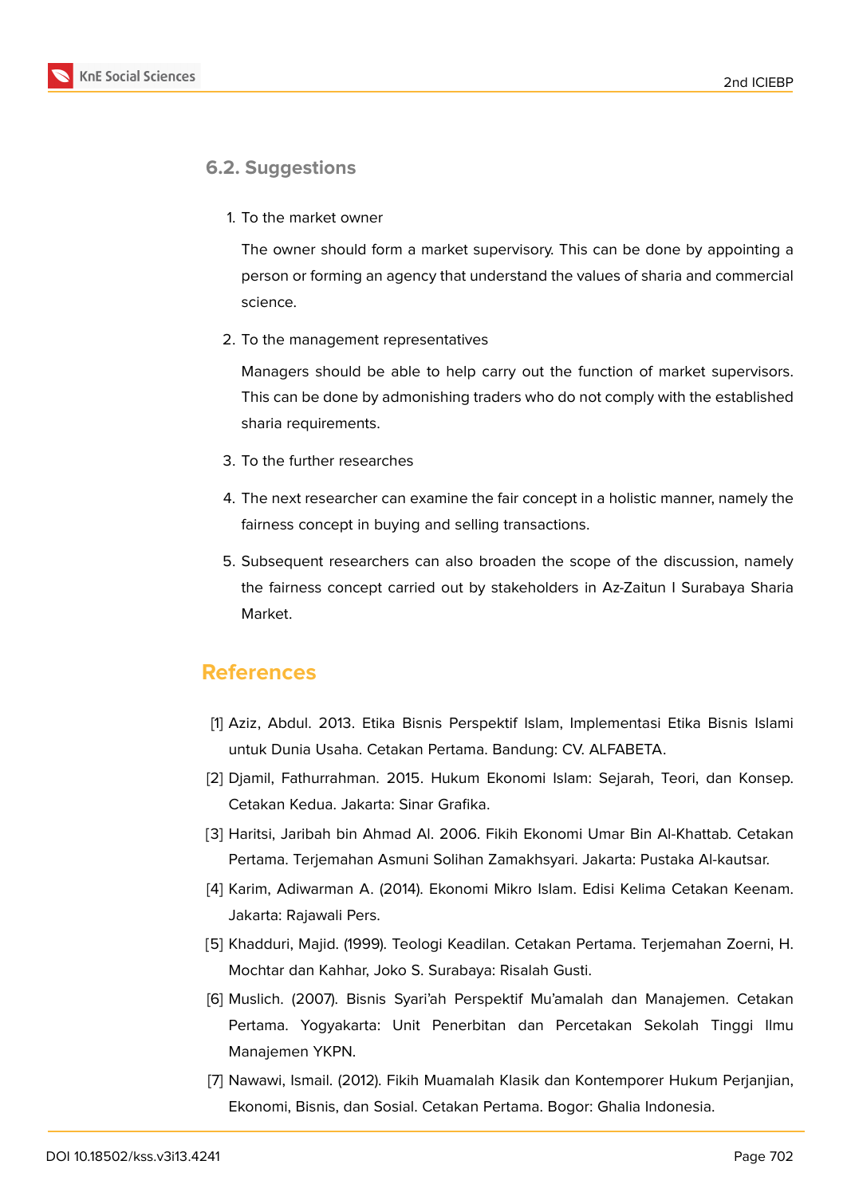### 6.2. Suggestions

1. To the market owner

   The owner should form a market supervisory. This can be done by appointing a person or forming an agency that understand the values of sharia and commercial science.

2. To the management representatives

   Managers should be able to help carry out the function of market supervisors. This can be done by admonishing traders who do not comply with the established sharia requirements.

3. To the further researches

4. The next researcher can examine the fair concept in a holistic manner, namely the fairness concept in buying and selling transactions.

5. Subsequent researchers can also broaden the scope of the discussion, namely the fairness concept carried out by stakeholders in Az-Zaitun I Surabaya Sharia Market.

## References

[1] Aziz, Abdul. 2013. Etika Bisnis Perspektif Islam, Implementasi Etika Bisnis Islami untuk Dunia Usaha. Cetakan Pertama. Bandung: CV. ALFABETA.

[2] Djamil, Fathurrahman. 2015. Hukum Ekonomi Islam: Sejarah, Teori, dan Konsep. Cetakan Kedua. Jakarta: Sinar Grafika.

[3] Haritsi, Jaribah bin Ahmad Al. 2006. Fikih Ekonomi Umar Bin Al-Khattab. Cetakan Pertama. Terjemahan Asmuni Solihan Zamakhsyari. Jakarta: Pustaka Al-kautsar.

[4] Karim, Adiwarman A. (2014). Ekonomi Mikro Islam. Edisi Kelima Cetakan Keenam. Jakarta: Rajawali Pers.

[5] Khadduri, Majid. (1999). Teologi Keadilan. Cetakan Pertama. Terjemahan Zoerni, H. Mochtar dan Kahhar, Joko S. Surabaya: Risalah Gusti.

[6] Muslich. (2007). Bisnis Syari'ah Perspektif Mu'amalah dan Manajemen. Cetakan Pertama. Yogyakarta: Unit Penerbitan dan Percetakan Sekolah Tinggi Ilmu Manajemen YKPN.

[7] Nawawi, Ismail. (2012). Fikih Muamalah Klasik dan Kontemporer Hukum Perjanjian, Ekonomi, Bisnis, dan Sosial. Cetakan Pertama. Bogor: Ghalia Indonesia.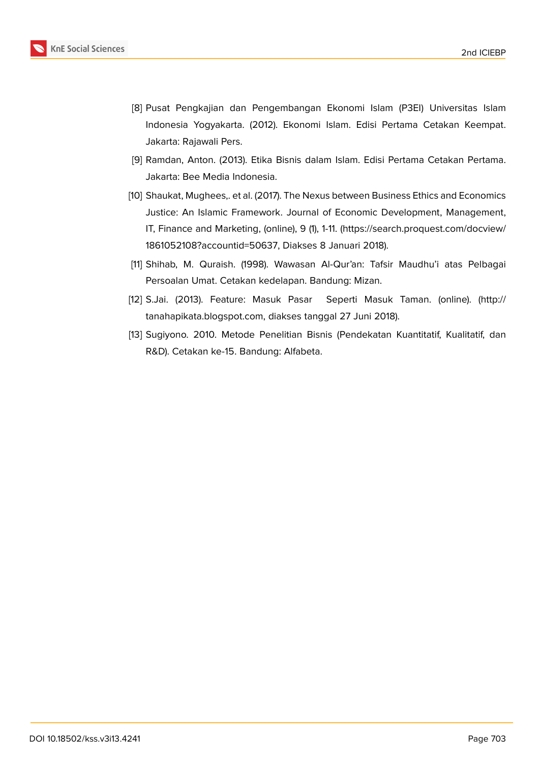[8] Pusat Pengkajian dan Pengembangan Ekonomi Islam (P3EI) Universitas Islam Indonesia Yogyakarta. (2012). Ekonomi Islam. Edisi Pertama Cetakan Keempat. Jakarta: Rajawali Pers.

[9] Ramdan, Anton. (2013). Etika Bisnis dalam Islam. Edisi Pertama Cetakan Pertama. Jakarta: Bee Media Indonesia.

[10] Shaukat, Mughees,. et al. (2017). The Nexus between Business Ethics and Economics Justice: An Islamic Framework. Journal of Economic Development, Management, IT, Finance and Marketing, (online), 9 (1), 1-11. (https://search.proquest.com/docview/1861052108?accountid=50637, Diakses 8 Januari 2018).

[11] Shihab, M. Quraish. (1998). Wawasan Al-Qur'an: Tafsir Maudhu'i atas Pelbagai Persoalan Umat. Cetakan kedelapan. Bandung: Mizan.

[12] S.Jai. (2013). Feature: Masuk Pasar Seperti Masuk Taman. (online). (http://tanahapikata.blogspot.com, diakses tanggal 27 Juni 2018).

[13] Sugiyono. 2010. Metode Penelitian Bisnis (Pendekatan Kuantitatif, Kualitatif, dan R&D). Cetakan ke-15. Bandung: Alfabeta.